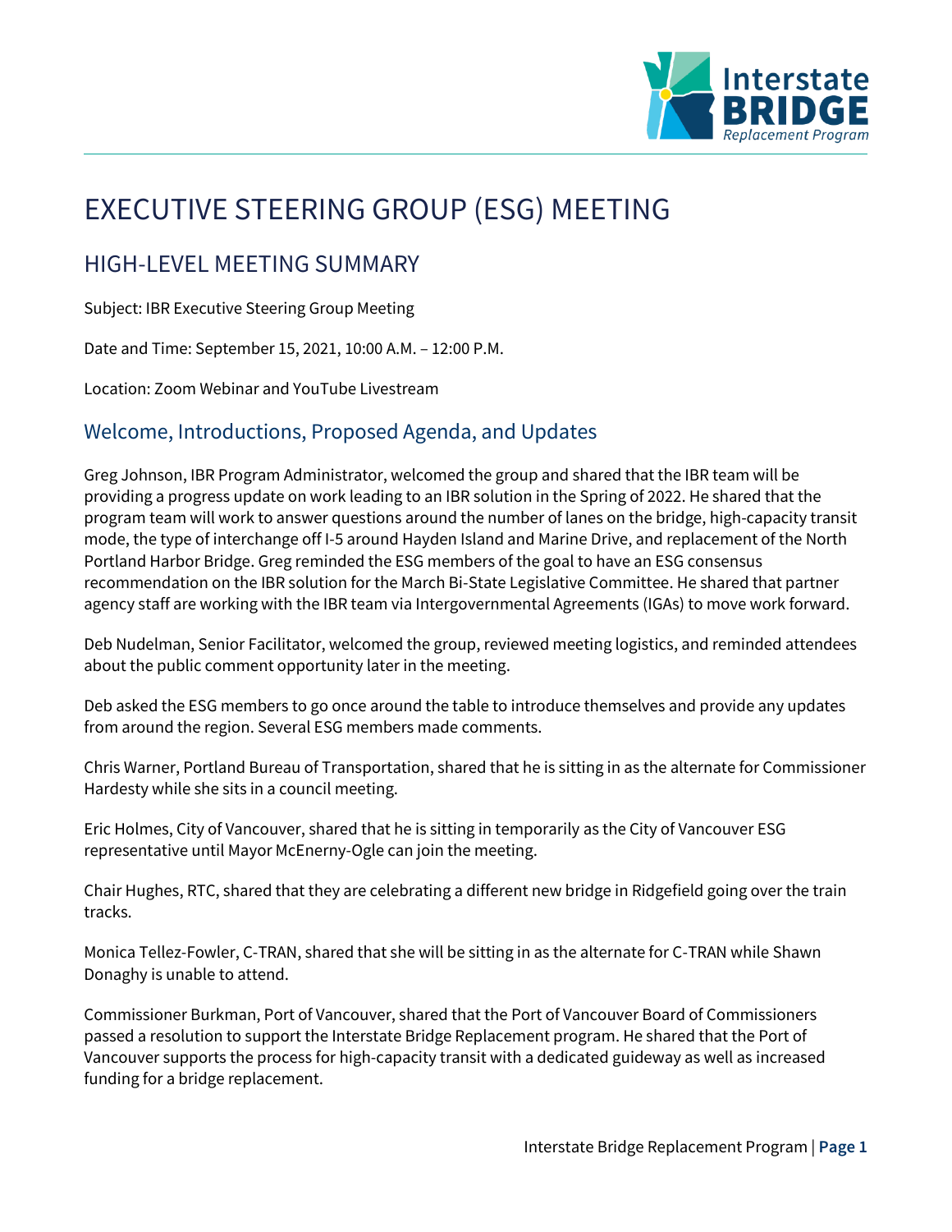# EXECUTIVE STEERING GROUP (ESG) MEETING

## HIGH-LEVEL MEETING SUMMARY

Subject: IBR Executive Steering Group Meeting

Date and Time: September 15, 2021, 10:00 A.M. – 12:00 P.M.

Location: Zoom Webinar and YouTube Livestream

### Welcome, Introductions, Proposed Agenda, and Updates

Greg Johnson, IBR Program Administrator, welcomed the group and shared that the IBR team will be providing a progress update on work leading to an IBR solution in the Spring of 2022. He shared that the program team will work to answer questions around the number of lanes on the bridge, high-capacity transit mode, the type of interchange off I-5 around Hayden Island and Marine Drive, and replacement of the North Portland Harbor Bridge. Greg reminded the ESG members of the goal to have an ESG consensus recommendation on the IBR solution for the March Bi-State Legislative Committee. He shared that partner agency staff are working with the IBR team via Intergovernmental Agreements (IGAs) to move work forward.

Deb Nudelman, Senior Facilitator, welcomed the group, reviewed meeting logistics, and reminded attendees about the public comment opportunity later in the meeting.

Deb asked the ESG members to go once around the table to introduce themselves and provide any updates from around the region. Several ESG members made comments.

Chris Warner, Portland Bureau of Transportation, shared that he is sitting in as the alternate for Commissioner Hardesty while she sits in a council meeting.

Eric Holmes, City of Vancouver, shared that he is sitting in temporarily as the City of Vancouver ESG representative until Mayor McEnerny-Ogle can join the meeting.

Chair Hughes, RTC, shared that they are celebrating a different new bridge in Ridgefield going over the train tracks.

Monica Tellez-Fowler, C-TRAN, shared that she will be sitting in as the alternate for C-TRAN while Shawn Donaghy is unable to attend.

Commissioner Burkman, Port of Vancouver, shared that the Port of Vancouver Board of Commissioners passed a resolution to support the Interstate Bridge Replacement program. He shared that the Port of Vancouver supports the process for high-capacity transit with a dedicated guideway as well as increased funding for a bridge replacement.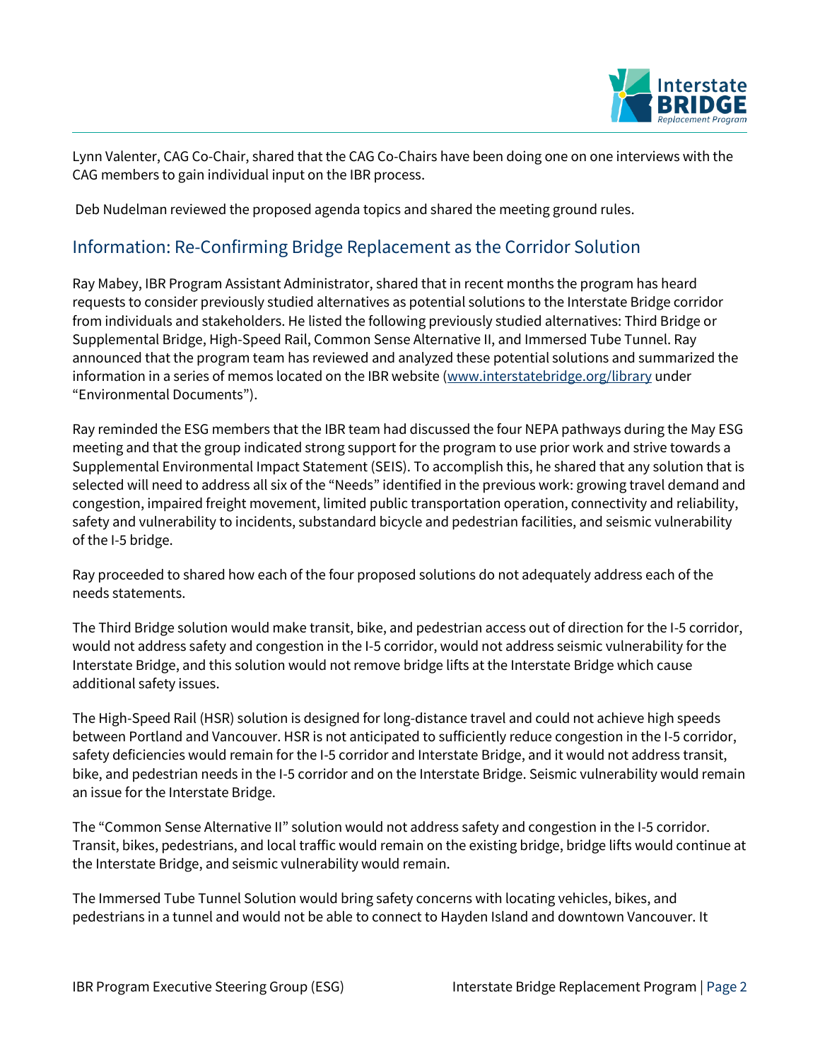Lynn Valenter, CAG Co-Chair, shared that the CAG Co-Chairs have been doing one on one interviews with the CAG members to gain individual input on the IBR process.

Deb Nudelman reviewed the proposed agenda topics and shared the meeting ground rules.

## Information: Re-Confirming Bridge Replacement as the Corridor Solution

Ray Mabey, IBR Program Assistant Administrator, shared that in recent months the program has heard requests to consider previously studied alternatives as potential solutions to the Interstate Bridge corridor from individuals and stakeholders. He listed the following previously studied alternatives: Third Bridge or Supplemental Bridge, High-Speed Rail, Common Sense Alternative II, and Immersed Tube Tunnel. Ray announced that the program team has reviewed and analyzed these potential solutions and summarized the information in a series of memos located on the IBR website (www.interstatebridge.org/library under "Environmental Documents").

Ray reminded the ESG members that the IBR team had discussed the four NEPA pathways during the May ESG meeting and that the group indicated strong support for the program to use prior work and strive towards a Supplemental Environmental Impact Statement (SEIS). To accomplish this, he shared that any solution that is selected will need to address all six of the "Needs" identified in the previous work: growing travel demand and congestion, impaired freight movement, limited public transportation operation, connectivity and reliability, safety and vulnerability to incidents, substandard bicycle and pedestrian facilities, and seismic vulnerability of the I-5 bridge.

Ray proceeded to shared how each of the four proposed solutions do not adequately address each of the needs statements.

The Third Bridge solution would make transit, bike, and pedestrian access out of direction for the I-5 corridor, would not address safety and congestion in the I-5 corridor, would not address seismic vulnerability for the Interstate Bridge, and this solution would not remove bridge lifts at the Interstate Bridge which cause additional safety issues.

The High-Speed Rail (HSR) solution is designed for long-distance travel and could not achieve high speeds between Portland and Vancouver. HSR is not anticipated to sufficiently reduce congestion in the I-5 corridor, safety deficiencies would remain for the I-5 corridor and Interstate Bridge, and it would not address transit, bike, and pedestrian needs in the I-5 corridor and on the Interstate Bridge. Seismic vulnerability would remain an issue for the Interstate Bridge.

The "Common Sense Alternative II" solution would not address safety and congestion in the I-5 corridor. Transit, bikes, pedestrians, and local traffic would remain on the existing bridge, bridge lifts would continue at the Interstate Bridge, and seismic vulnerability would remain.

The Immersed Tube Tunnel Solution would bring safety concerns with locating vehicles, bikes, and pedestrians in a tunnel and would not be able to connect to Hayden Island and downtown Vancouver. It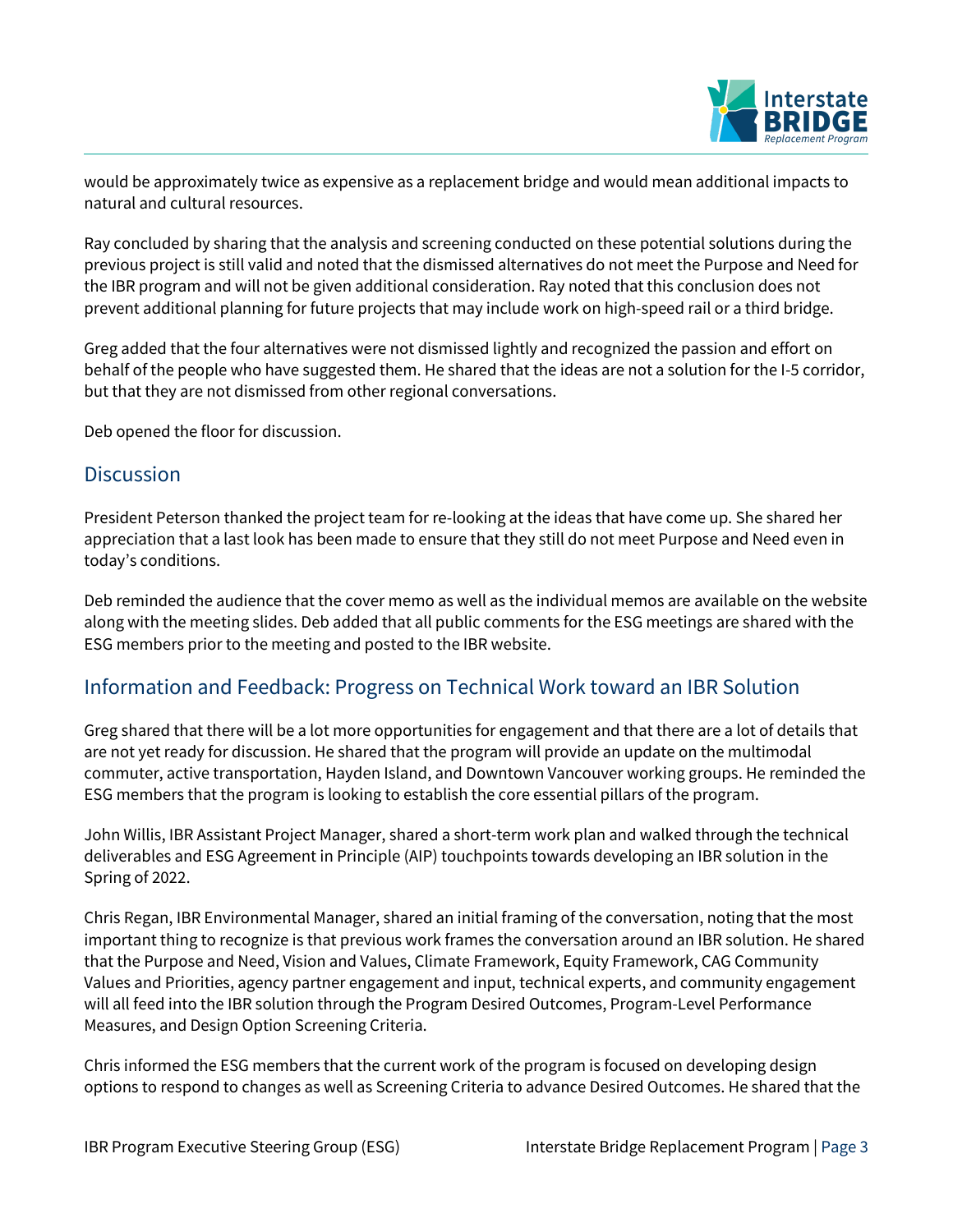would be approximately twice as expensive as a replacement bridge and would mean additional impacts to natural and cultural resources.

Ray concluded by sharing that the analysis and screening conducted on these potential solutions during the previous project is still valid and noted that the dismissed alternatives do not meet the Purpose and Need for the IBR program and will not be given additional consideration. Ray noted that this conclusion does not prevent additional planning for future projects that may include work on high-speed rail or a third bridge.

Greg added that the four alternatives were not dismissed lightly and recognized the passion and effort on behalf of the people who have suggested them. He shared that the ideas are not a solution for the I-5 corridor, but that they are not dismissed from other regional conversations.

Deb opened the floor for discussion.

## Discussion

President Peterson thanked the project team for re-looking at the ideas that have come up. She shared her appreciation that a last look has been made to ensure that they still do not meet Purpose and Need even in today's conditions.

Deb reminded the audience that the cover memo as well as the individual memos are available on the website along with the meeting slides. Deb added that all public comments for the ESG meetings are shared with the ESG members prior to the meeting and posted to the IBR website.

## Information and Feedback: Progress on Technical Work toward an IBR Solution

Greg shared that there will be a lot more opportunities for engagement and that there are a lot of details that are not yet ready for discussion. He shared that the program will provide an update on the multimodal commuter, active transportation, Hayden Island, and Downtown Vancouver working groups. He reminded the ESG members that the program is looking to establish the core essential pillars of the program.

John Willis, IBR Assistant Project Manager, shared a short-term work plan and walked through the technical deliverables and ESG Agreement in Principle (AIP) touchpoints towards developing an IBR solution in the Spring of 2022.

Chris Regan, IBR Environmental Manager, shared an initial framing of the conversation, noting that the most important thing to recognize is that previous work frames the conversation around an IBR solution. He shared that the Purpose and Need, Vision and Values, Climate Framework, Equity Framework, CAG Community Values and Priorities, agency partner engagement and input, technical experts, and community engagement will all feed into the IBR solution through the Program Desired Outcomes, Program-Level Performance Measures, and Design Option Screening Criteria.

Chris informed the ESG members that the current work of the program is focused on developing design options to respond to changes as well as Screening Criteria to advance Desired Outcomes. He shared that the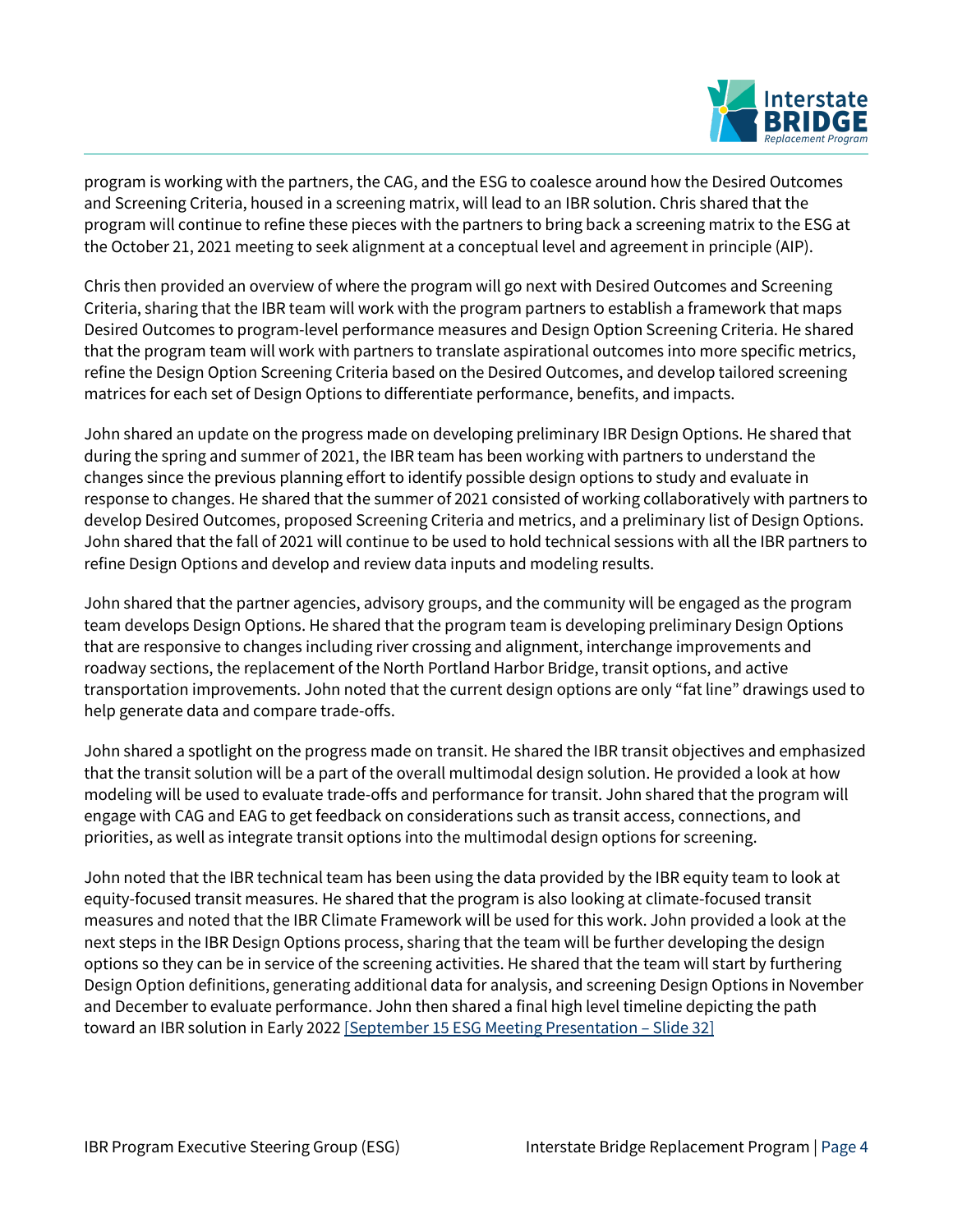program is working with the partners, the CAG, and the ESG to coalesce around how the Desired Outcomes and Screening Criteria, housed in a screening matrix, will lead to an IBR solution. Chris shared that the program will continue to refine these pieces with the partners to bring back a screening matrix to the ESG at the October 21, 2021 meeting to seek alignment at a conceptual level and agreement in principle (AIP).

Chris then provided an overview of where the program will go next with Desired Outcomes and Screening Criteria, sharing that the IBR team will work with the program partners to establish a framework that maps Desired Outcomes to program-level performance measures and Design Option Screening Criteria. He shared that the program team will work with partners to translate aspirational outcomes into more specific metrics, refine the Design Option Screening Criteria based on the Desired Outcomes, and develop tailored screening matrices for each set of Design Options to differentiate performance, benefits, and impacts.

John shared an update on the progress made on developing preliminary IBR Design Options. He shared that during the spring and summer of 2021, the IBR team has been working with partners to understand the changes since the previous planning effort to identify possible design options to study and evaluate in response to changes. He shared that the summer of 2021 consisted of working collaboratively with partners to develop Desired Outcomes, proposed Screening Criteria and metrics, and a preliminary list of Design Options. John shared that the fall of 2021 will continue to be used to hold technical sessions with all the IBR partners to refine Design Options and develop and review data inputs and modeling results.

John shared that the partner agencies, advisory groups, and the community will be engaged as the program team develops Design Options. He shared that the program team is developing preliminary Design Options that are responsive to changes including river crossing and alignment, interchange improvements and roadway sections, the replacement of the North Portland Harbor Bridge, transit options, and active transportation improvements. John noted that the current design options are only "fat line" drawings used to help generate data and compare trade-offs.

John shared a spotlight on the progress made on transit. He shared the IBR transit objectives and emphasized that the transit solution will be a part of the overall multimodal design solution. He provided a look at how modeling will be used to evaluate trade-offs and performance for transit. John shared that the program will engage with CAG and EAG to get feedback on considerations such as transit access, connections, and priorities, as well as integrate transit options into the multimodal design options for screening.

John noted that the IBR technical team has been using the data provided by the IBR equity team to look at equity-focused transit measures. He shared that the program is also looking at climate-focused transit measures and noted that the IBR Climate Framework will be used for this work. John provided a look at the next steps in the IBR Design Options process, sharing that the team will be further developing the design options so they can be in service of the screening activities. He shared that the team will start by furthering Design Option definitions, generating additional data for analysis, and screening Design Options in November and December to evaluate performance. John then shared a final high level timeline depicting the path toward an IBR solution in Early 2022 [September 15 ESG Meeting Presentation – Slide 32]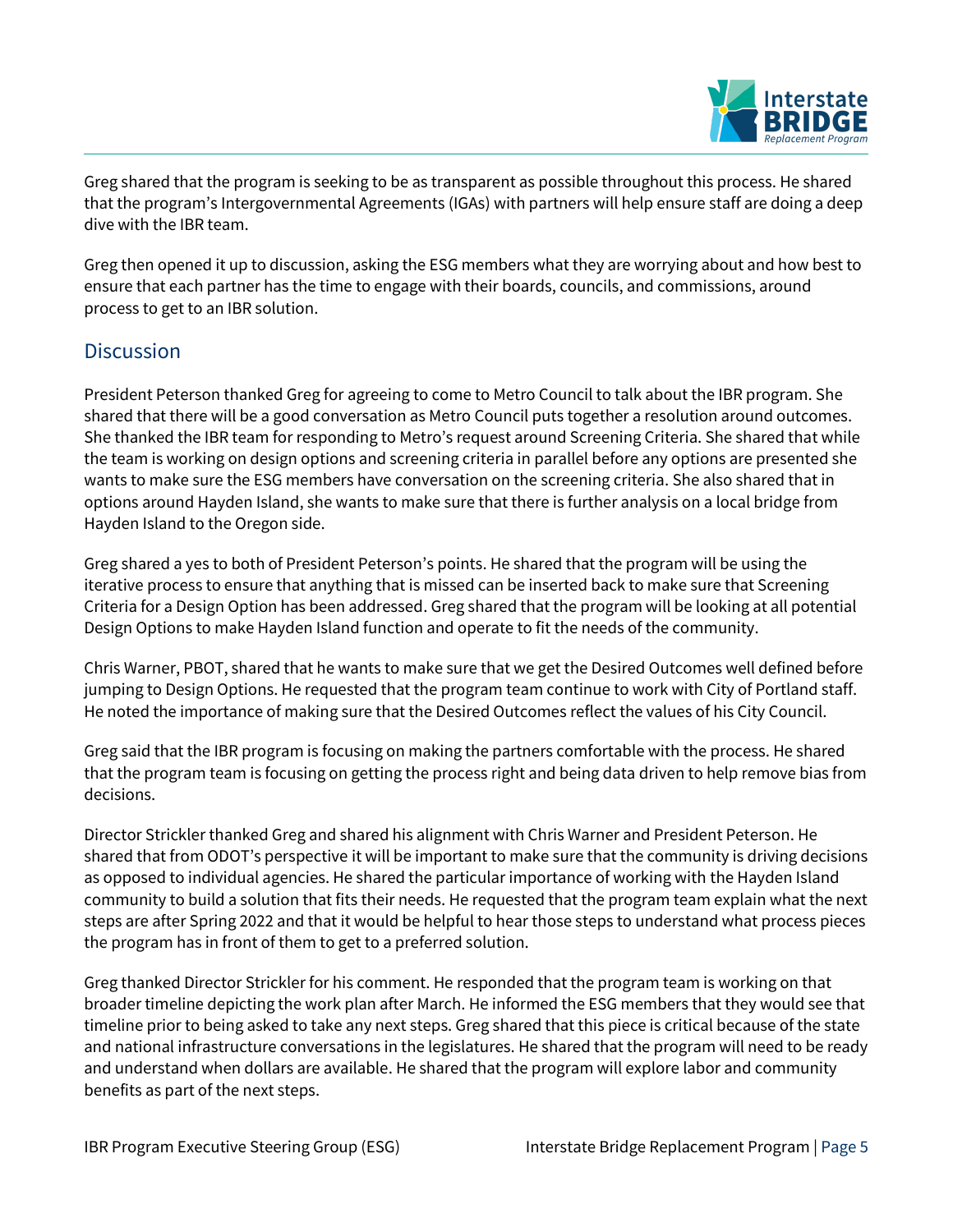Greg shared that the program is seeking to be as transparent as possible throughout this process. He shared that the program's Intergovernmental Agreements (IGAs) with partners will help ensure staff are doing a deep dive with the IBR team.

Greg then opened it up to discussion, asking the ESG members what they are worrying about and how best to ensure that each partner has the time to engage with their boards, councils, and commissions, around process to get to an IBR solution.

## Discussion

President Peterson thanked Greg for agreeing to come to Metro Council to talk about the IBR program. She shared that there will be a good conversation as Metro Council puts together a resolution around outcomes. She thanked the IBR team for responding to Metro's request around Screening Criteria. She shared that while the team is working on design options and screening criteria in parallel before any options are presented she wants to make sure the ESG members have conversation on the screening criteria. She also shared that in options around Hayden Island, she wants to make sure that there is further analysis on a local bridge from Hayden Island to the Oregon side.

Greg shared a yes to both of President Peterson's points. He shared that the program will be using the iterative process to ensure that anything that is missed can be inserted back to make sure that Screening Criteria for a Design Option has been addressed. Greg shared that the program will be looking at all potential Design Options to make Hayden Island function and operate to fit the needs of the community.

Chris Warner, PBOT, shared that he wants to make sure that we get the Desired Outcomes well defined before jumping to Design Options. He requested that the program team continue to work with City of Portland staff. He noted the importance of making sure that the Desired Outcomes reflect the values of his City Council.

Greg said that the IBR program is focusing on making the partners comfortable with the process. He shared that the program team is focusing on getting the process right and being data driven to help remove bias from decisions.

Director Strickler thanked Greg and shared his alignment with Chris Warner and President Peterson. He shared that from ODOT's perspective it will be important to make sure that the community is driving decisions as opposed to individual agencies. He shared the particular importance of working with the Hayden Island community to build a solution that fits their needs. He requested that the program team explain what the next steps are after Spring 2022 and that it would be helpful to hear those steps to understand what process pieces the program has in front of them to get to a preferred solution.

Greg thanked Director Strickler for his comment. He responded that the program team is working on that broader timeline depicting the work plan after March. He informed the ESG members that they would see that timeline prior to being asked to take any next steps. Greg shared that this piece is critical because of the state and national infrastructure conversations in the legislatures. He shared that the program will need to be ready and understand when dollars are available. He shared that the program will explore labor and community benefits as part of the next steps.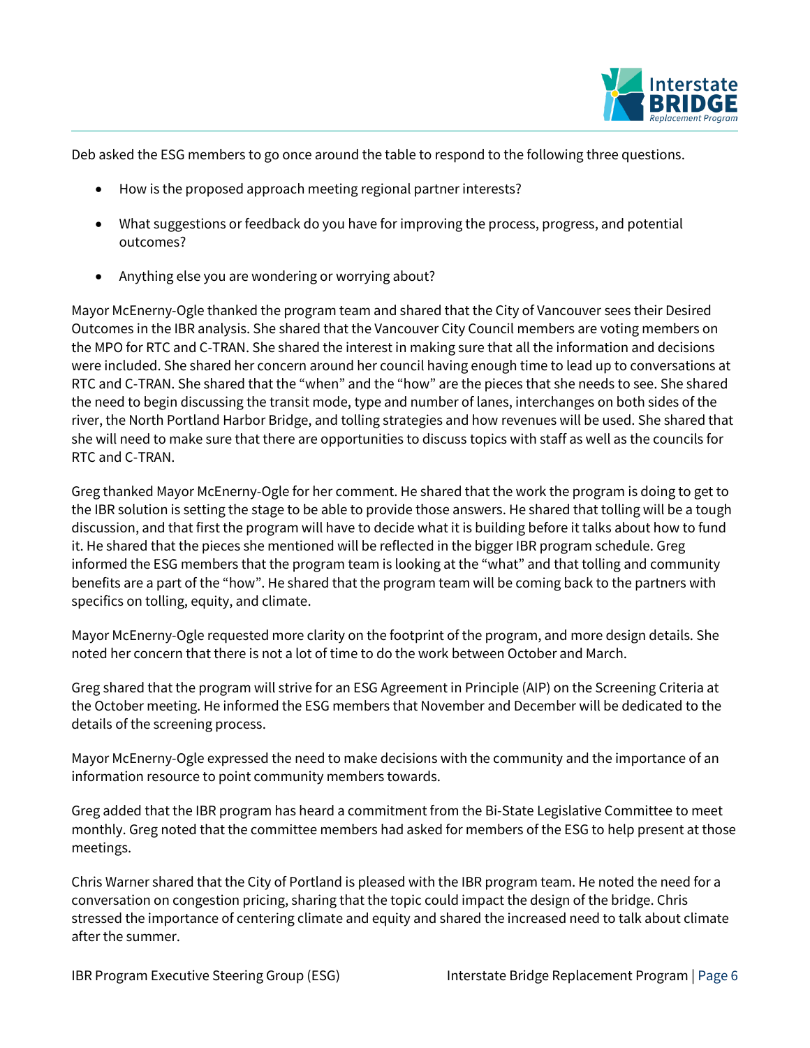Deb asked the ESG members to go once around the table to respond to the following three questions.

- How is the proposed approach meeting regional partner interests?
- What suggestions or feedback do you have for improving the process, progress, and potential outcomes?
- Anything else you are wondering or worrying about?

Mayor McEnerny-Ogle thanked the program team and shared that the City of Vancouver sees their Desired Outcomes in the IBR analysis. She shared that the Vancouver City Council members are voting members on the MPO for RTC and C-TRAN. She shared the interest in making sure that all the information and decisions were included. She shared her concern around her council having enough time to lead up to conversations at RTC and C-TRAN. She shared that the "when" and the "how" are the pieces that she needs to see. She shared the need to begin discussing the transit mode, type and number of lanes, interchanges on both sides of the river, the North Portland Harbor Bridge, and tolling strategies and how revenues will be used. She shared that she will need to make sure that there are opportunities to discuss topics with staff as well as the councils for RTC and C-TRAN.

Greg thanked Mayor McEnerny-Ogle for her comment. He shared that the work the program is doing to get to the IBR solution is setting the stage to be able to provide those answers. He shared that tolling will be a tough discussion, and that first the program will have to decide what it is building before it talks about how to fund it. He shared that the pieces she mentioned will be reflected in the bigger IBR program schedule. Greg informed the ESG members that the program team is looking at the "what" and that tolling and community benefits are a part of the "how". He shared that the program team will be coming back to the partners with specifics on tolling, equity, and climate.

Mayor McEnerny-Ogle requested more clarity on the footprint of the program, and more design details. She noted her concern that there is not a lot of time to do the work between October and March.

Greg shared that the program will strive for an ESG Agreement in Principle (AIP) on the Screening Criteria at the October meeting. He informed the ESG members that November and December will be dedicated to the details of the screening process.

Mayor McEnerny-Ogle expressed the need to make decisions with the community and the importance of an information resource to point community members towards.

Greg added that the IBR program has heard a commitment from the Bi-State Legislative Committee to meet monthly. Greg noted that the committee members had asked for members of the ESG to help present at those meetings.

Chris Warner shared that the City of Portland is pleased with the IBR program team. He noted the need for a conversation on congestion pricing, sharing that the topic could impact the design of the bridge. Chris stressed the importance of centering climate and equity and shared the increased need to talk about climate after the summer.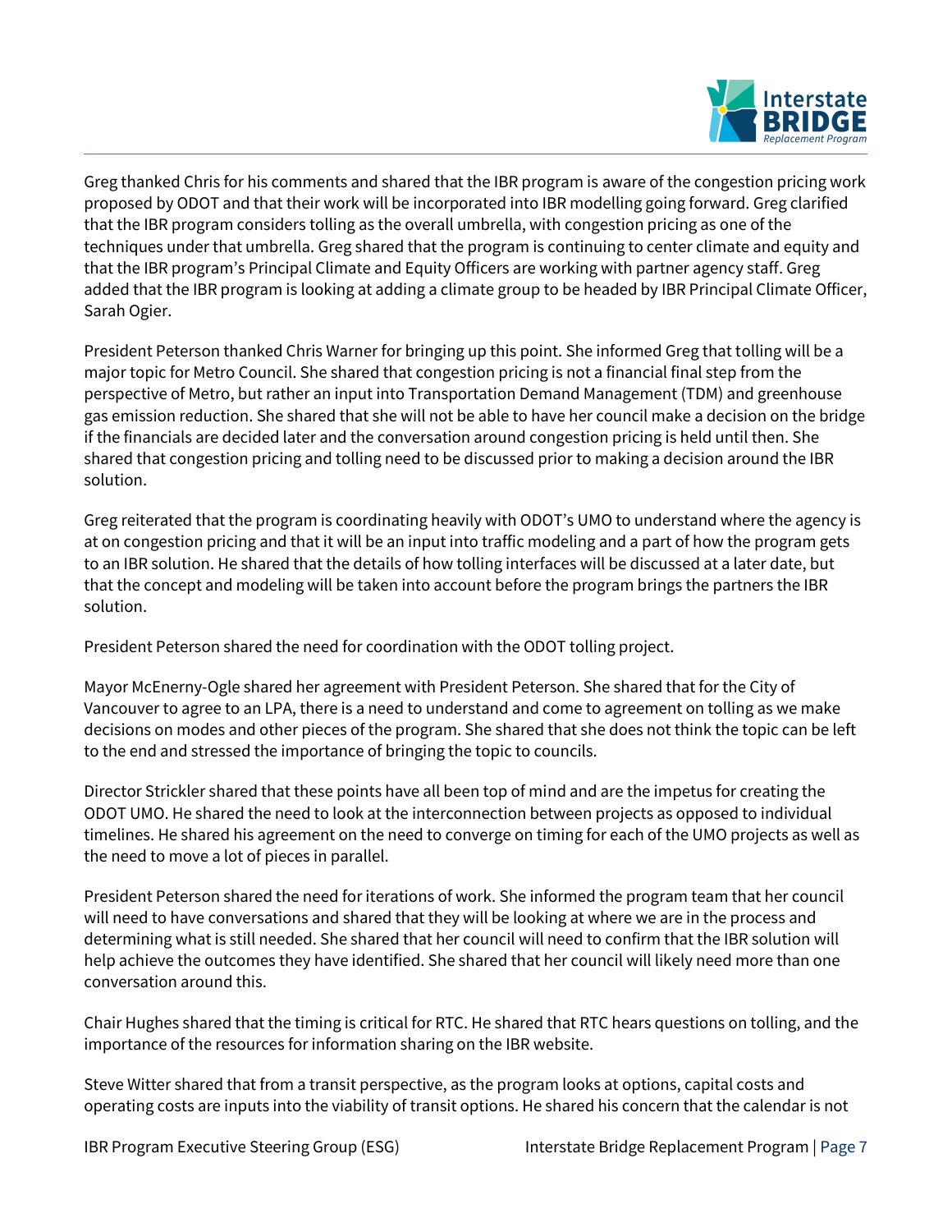Greg thanked Chris for his comments and shared that the IBR program is aware of the congestion pricing work proposed by ODOT and that their work will be incorporated into IBR modelling going forward. Greg clarified that the IBR program considers tolling as the overall umbrella, with congestion pricing as one of the techniques under that umbrella. Greg shared that the program is continuing to center climate and equity and that the IBR program's Principal Climate and Equity Officers are working with partner agency staff. Greg added that the IBR program is looking at adding a climate group to be headed by IBR Principal Climate Officer, Sarah Ogier.

President Peterson thanked Chris Warner for bringing up this point. She informed Greg that tolling will be a major topic for Metro Council. She shared that congestion pricing is not a financial final step from the perspective of Metro, but rather an input into Transportation Demand Management (TDM) and greenhouse gas emission reduction. She shared that she will not be able to have her council make a decision on the bridge if the financials are decided later and the conversation around congestion pricing is held until then. She shared that congestion pricing and tolling need to be discussed prior to making a decision around the IBR solution.

Greg reiterated that the program is coordinating heavily with ODOT's UMO to understand where the agency is at on congestion pricing and that it will be an input into traffic modeling and a part of how the program gets to an IBR solution. He shared that the details of how tolling interfaces will be discussed at a later date, but that the concept and modeling will be taken into account before the program brings the partners the IBR solution.

President Peterson shared the need for coordination with the ODOT tolling project.

Mayor McEnerny-Ogle shared her agreement with President Peterson. She shared that for the City of Vancouver to agree to an LPA, there is a need to understand and come to agreement on tolling as we make decisions on modes and other pieces of the program. She shared that she does not think the topic can be left to the end and stressed the importance of bringing the topic to councils.

Director Strickler shared that these points have all been top of mind and are the impetus for creating the ODOT UMO. He shared the need to look at the interconnection between projects as opposed to individual timelines. He shared his agreement on the need to converge on timing for each of the UMO projects as well as the need to move a lot of pieces in parallel.

President Peterson shared the need for iterations of work. She informed the program team that her council will need to have conversations and shared that they will be looking at where we are in the process and determining what is still needed. She shared that her council will need to confirm that the IBR solution will help achieve the outcomes they have identified. She shared that her council will likely need more than one conversation around this.

Chair Hughes shared that the timing is critical for RTC. He shared that RTC hears questions on tolling, and the importance of the resources for information sharing on the IBR website.

Steve Witter shared that from a transit perspective, as the program looks at options, capital costs and operating costs are inputs into the viability of transit options. He shared his concern that the calendar is not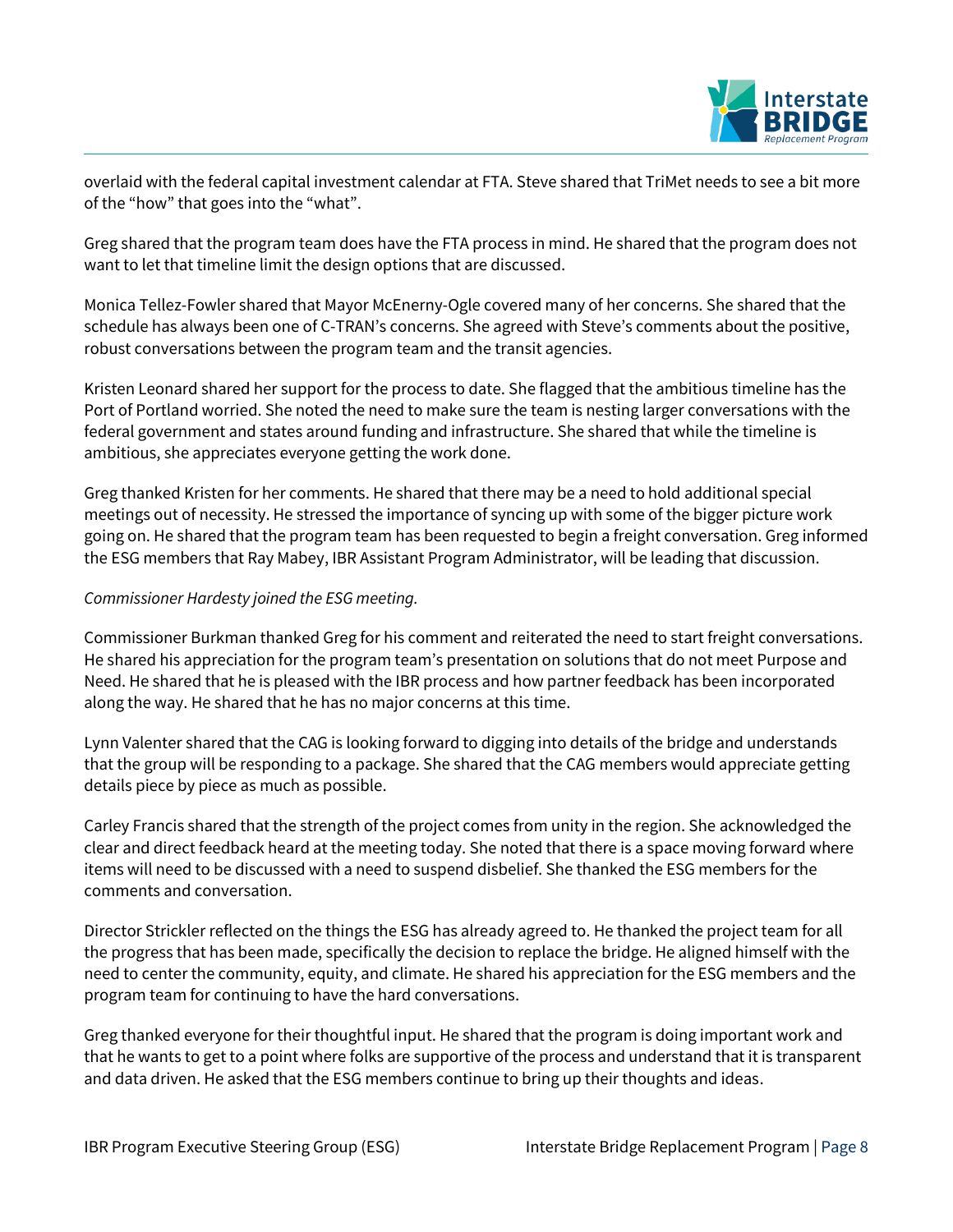overlaid with the federal capital investment calendar at FTA. Steve shared that TriMet needs to see a bit more of the "how" that goes into the "what".

Greg shared that the program team does have the FTA process in mind. He shared that the program does not want to let that timeline limit the design options that are discussed.

Monica Tellez-Fowler shared that Mayor McEnerny-Ogle covered many of her concerns. She shared that the schedule has always been one of C-TRAN's concerns. She agreed with Steve's comments about the positive, robust conversations between the program team and the transit agencies.

Kristen Leonard shared her support for the process to date. She flagged that the ambitious timeline has the Port of Portland worried. She noted the need to make sure the team is nesting larger conversations with the federal government and states around funding and infrastructure. She shared that while the timeline is ambitious, she appreciates everyone getting the work done.

Greg thanked Kristen for her comments. He shared that there may be a need to hold additional special meetings out of necessity. He stressed the importance of syncing up with some of the bigger picture work going on. He shared that the program team has been requested to begin a freight conversation. Greg informed the ESG members that Ray Mabey, IBR Assistant Program Administrator, will be leading that discussion.

*Commissioner Hardesty joined the ESG meeting.*

Commissioner Burkman thanked Greg for his comment and reiterated the need to start freight conversations. He shared his appreciation for the program team's presentation on solutions that do not meet Purpose and Need. He shared that he is pleased with the IBR process and how partner feedback has been incorporated along the way. He shared that he has no major concerns at this time.

Lynn Valenter shared that the CAG is looking forward to digging into details of the bridge and understands that the group will be responding to a package. She shared that the CAG members would appreciate getting details piece by piece as much as possible.

Carley Francis shared that the strength of the project comes from unity in the region. She acknowledged the clear and direct feedback heard at the meeting today. She noted that there is a space moving forward where items will need to be discussed with a need to suspend disbelief. She thanked the ESG members for the comments and conversation.

Director Strickler reflected on the things the ESG has already agreed to. He thanked the project team for all the progress that has been made, specifically the decision to replace the bridge. He aligned himself with the need to center the community, equity, and climate. He shared his appreciation for the ESG members and the program team for continuing to have the hard conversations.

Greg thanked everyone for their thoughtful input. He shared that the program is doing important work and that he wants to get to a point where folks are supportive of the process and understand that it is transparent and data driven. He asked that the ESG members continue to bring up their thoughts and ideas.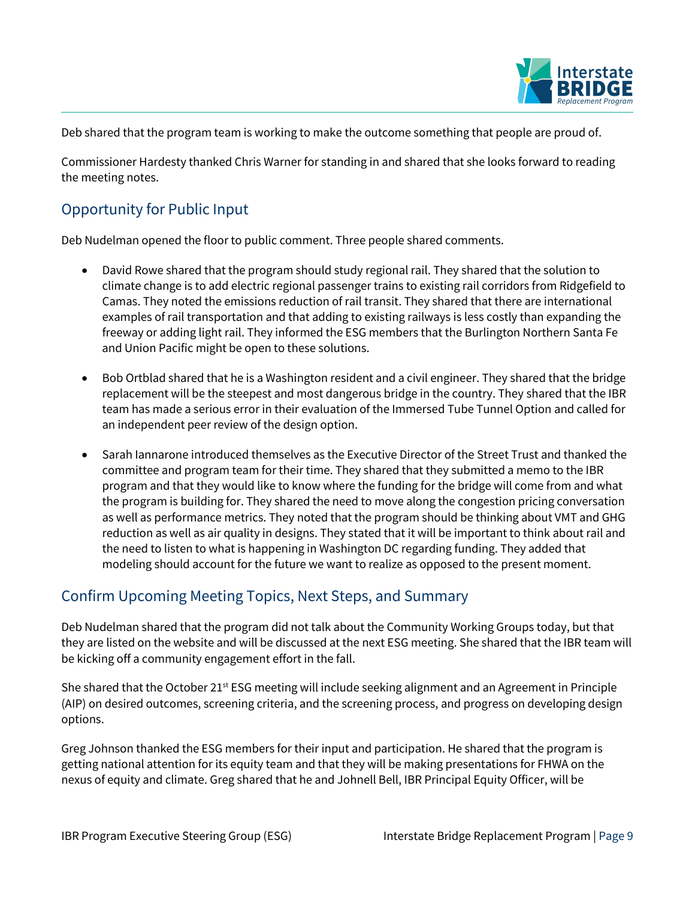Deb shared that the program team is working to make the outcome something that people are proud of.

Commissioner Hardesty thanked Chris Warner for standing in and shared that she looks forward to reading the meeting notes.

## Opportunity for Public Input

Deb Nudelman opened the floor to public comment. Three people shared comments.

- David Rowe shared that the program should study regional rail. They shared that the solution to climate change is to add electric regional passenger trains to existing rail corridors from Ridgefield to Camas. They noted the emissions reduction of rail transit. They shared that there are international examples of rail transportation and that adding to existing railways is less costly than expanding the freeway or adding light rail. They informed the ESG members that the Burlington Northern Santa Fe and Union Pacific might be open to these solutions.

- Bob Ortblad shared that he is a Washington resident and a civil engineer. They shared that the bridge replacement will be the steepest and most dangerous bridge in the country. They shared that the IBR team has made a serious error in their evaluation of the Immersed Tube Tunnel Option and called for an independent peer review of the design option.

- Sarah Iannarone introduced themselves as the Executive Director of the Street Trust and thanked the committee and program team for their time. They shared that they submitted a memo to the IBR program and that they would like to know where the funding for the bridge will come from and what the program is building for. They shared the need to move along the congestion pricing conversation as well as performance metrics. They noted that the program should be thinking about VMT and GHG reduction as well as air quality in designs. They stated that it will be important to think about rail and the need to listen to what is happening in Washington DC regarding funding. They added that modeling should account for the future we want to realize as opposed to the present moment.

## Confirm Upcoming Meeting Topics, Next Steps, and Summary

Deb Nudelman shared that the program did not talk about the Community Working Groups today, but that they are listed on the website and will be discussed at the next ESG meeting. She shared that the IBR team will be kicking off a community engagement effort in the fall.

She shared that the October 21st ESG meeting will include seeking alignment and an Agreement in Principle (AIP) on desired outcomes, screening criteria, and the screening process, and progress on developing design options.

Greg Johnson thanked the ESG members for their input and participation. He shared that the program is getting national attention for its equity team and that they will be making presentations for FHWA on the nexus of equity and climate. Greg shared that he and Johnell Bell, IBR Principal Equity Officer, will be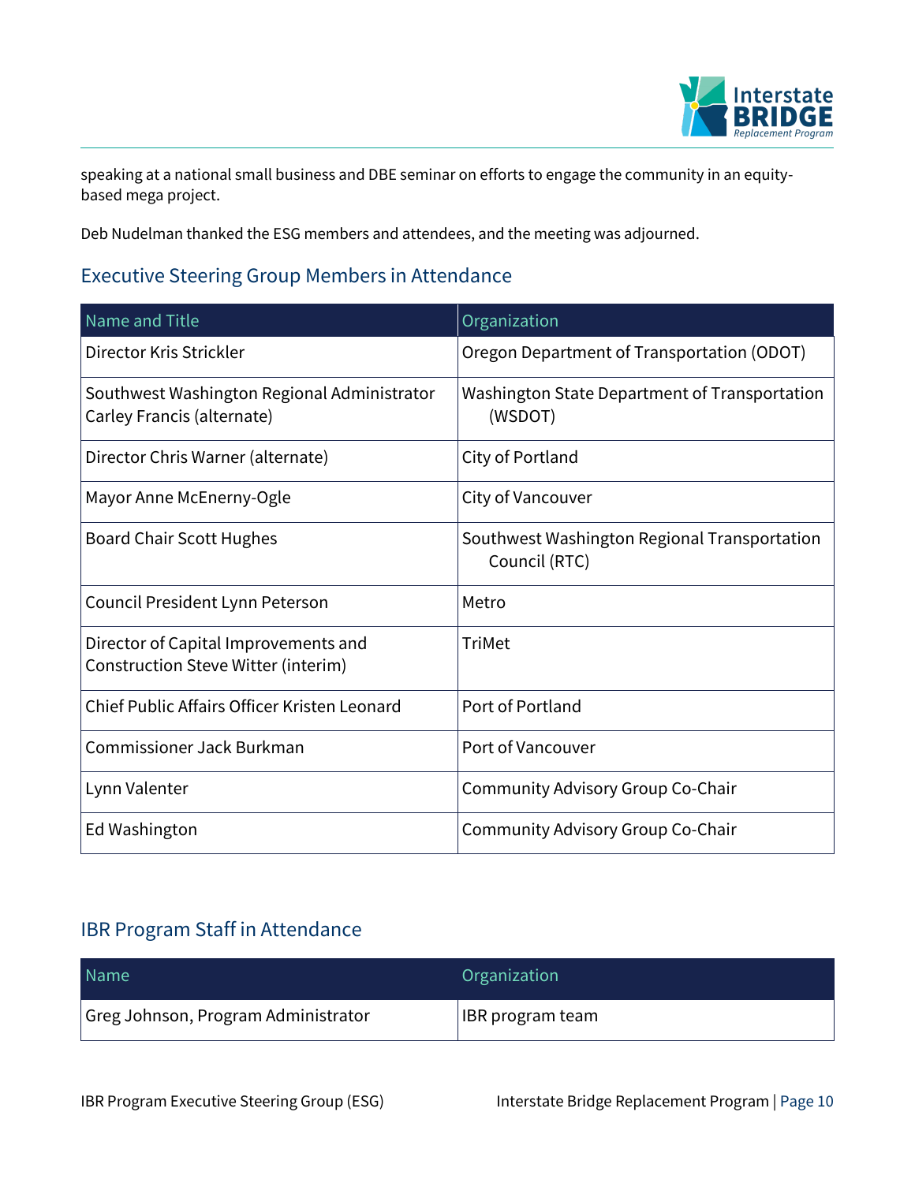speaking at a national small business and DBE seminar on efforts to engage the community in an equity-based mega project.

Deb Nudelman thanked the ESG members and attendees, and the meeting was adjourned.

## Executive Steering Group Members in Attendance

| Name and Title | Organization |
|---|---|
| Director Kris Strickler | Oregon Department of Transportation (ODOT) |
| Southwest Washington Regional Administrator Carley Francis (alternate) | Washington State Department of Transportation (WSDOT) |
| Director Chris Warner (alternate) | City of Portland |
| Mayor Anne McEnerny-Ogle | City of Vancouver |
| Board Chair Scott Hughes | Southwest Washington Regional Transportation Council (RTC) |
| Council President Lynn Peterson | Metro |
| Director of Capital Improvements and Construction Steve Witter (interim) | TriMet |
| Chief Public Affairs Officer Kristen Leonard | Port of Portland |
| Commissioner Jack Burkman | Port of Vancouver |
| Lynn Valenter | Community Advisory Group Co-Chair |
| Ed Washington | Community Advisory Group Co-Chair |

## IBR Program Staff in Attendance

| Name | Organization |
|---|---|
| Greg Johnson, Program Administrator | IBR program team |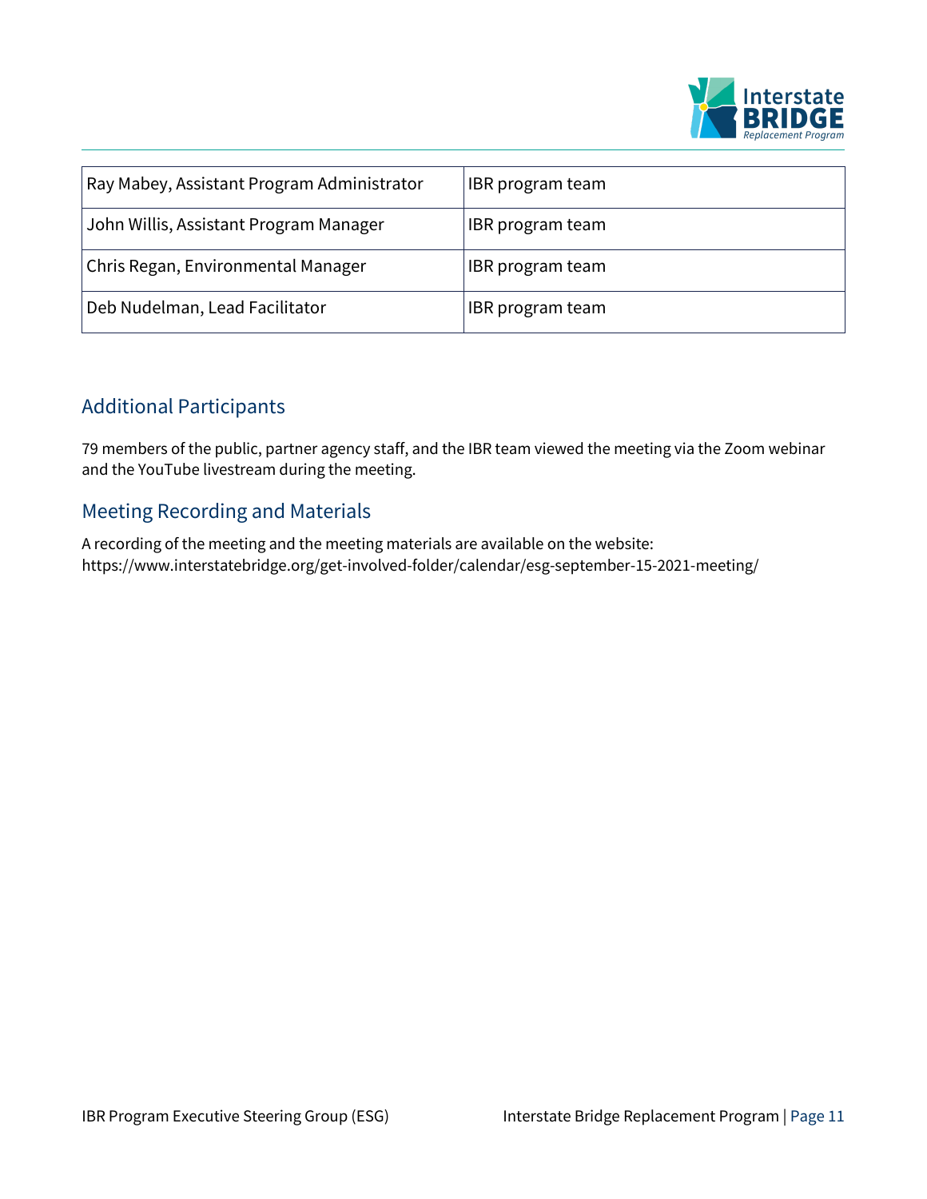| | |
|---|---|
| Ray Mabey, Assistant Program Administrator | IBR program team |
| John Willis, Assistant Program Manager | IBR program team |
| Chris Regan, Environmental Manager | IBR program team |
| Deb Nudelman, Lead Facilitator | IBR program team |

## Additional Participants

79 members of the public, partner agency staff, and the IBR team viewed the meeting via the Zoom webinar and the YouTube livestream during the meeting.

## Meeting Recording and Materials

A recording of the meeting and the meeting materials are available on the website: https://www.interstatebridge.org/get-involved-folder/calendar/esg-september-15-2021-meeting/